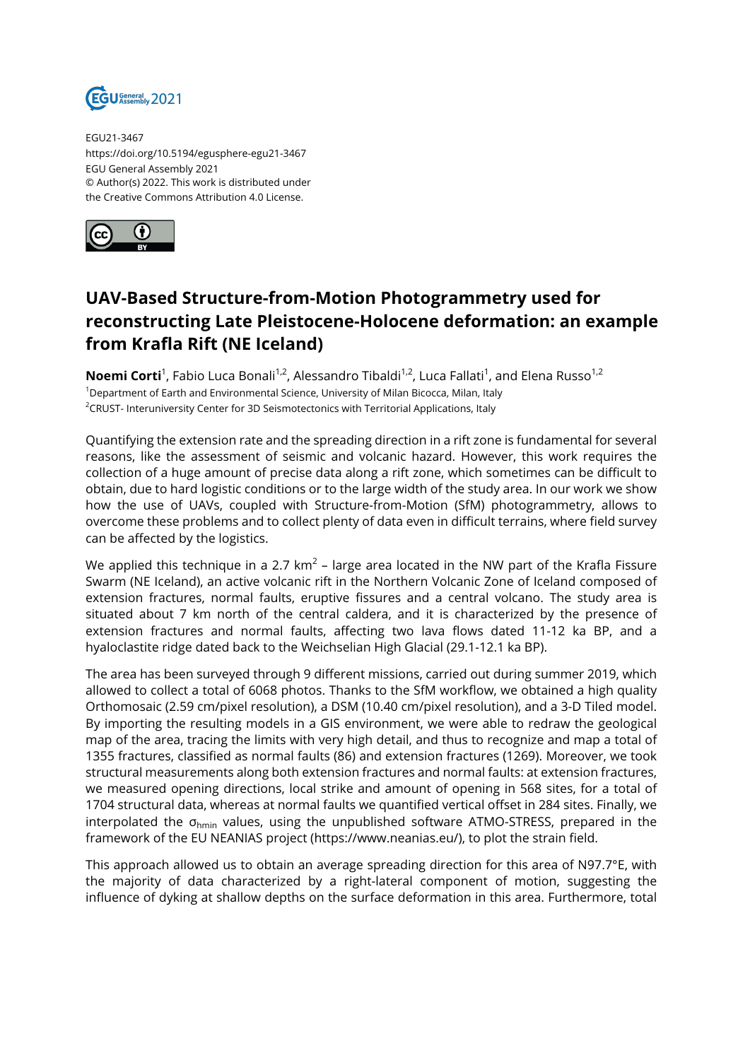EGU21-3467
https://doi.org/10.5194/egusphere-egu21-3467
EGU General Assembly 2021
© Author(s) 2022. This work is distributed under the Creative Commons Attribution 4.0 License.

# UAV-Based Structure-from-Motion Photogrammetry used for reconstructing Late Pleistocene-Holocene deformation: an example from Krafla Rift (NE Iceland)

**Noemi Corti**[1], Fabio Luca Bonali[1,2], Alessandro Tibaldi[1,2], Luca Fallati[1], and Elena Russo[1,2]

[1]Department of Earth and Environmental Science, University of Milan Bicocca, Milan, Italy
[2]CRUST- Interuniversity Center for 3D Seismotectonics with Territorial Applications, Italy

Quantifying the extension rate and the spreading direction in a rift zone is fundamental for several reasons, like the assessment of seismic and volcanic hazard. However, this work requires the collection of a huge amount of precise data along a rift zone, which sometimes can be difficult to obtain, due to hard logistic conditions or to the large width of the study area. In our work we show how the use of UAVs, coupled with Structure-from-Motion (SfM) photogrammetry, allows to overcome these problems and to collect plenty of data even in difficult terrains, where field survey can be affected by the logistics.

We applied this technique in a 2.7 km$^2$ – large area located in the NW part of the Krafla Fissure Swarm (NE Iceland), an active volcanic rift in the Northern Volcanic Zone of Iceland composed of extension fractures, normal faults, eruptive fissures and a central volcano. The study area is situated about 7 km north of the central caldera, and it is characterized by the presence of extension fractures and normal faults, affecting two lava flows dated 11-12 ka BP, and a hyaloclastite ridge dated back to the Weichselian High Glacial (29.1-12.1 ka BP).

The area has been surveyed through 9 different missions, carried out during summer 2019, which allowed to collect a total of 6068 photos. Thanks to the SfM workflow, we obtained a high quality Orthomosaic (2.59 cm/pixel resolution), a DSM (10.40 cm/pixel resolution), and a 3-D Tiled model. By importing the resulting models in a GIS environment, we were able to redraw the geological map of the area, tracing the limits with very high detail, and thus to recognize and map a total of 1355 fractures, classified as normal faults (86) and extension fractures (1269). Moreover, we took structural measurements along both extension fractures and normal faults: at extension fractures, we measured opening directions, local strike and amount of opening in 568 sites, for a total of 1704 structural data, whereas at normal faults we quantified vertical offset in 284 sites. Finally, we interpolated the $\sigma_{hmin}$ values, using the unpublished software ATMO-STRESS, prepared in the framework of the EU NEANIAS project (https://www.neanias.eu/), to plot the strain field.

This approach allowed us to obtain an average spreading direction for this area of N97.7°E, with the majority of data characterized by a right-lateral component of motion, suggesting the influence of dyking at shallow depths on the surface deformation in this area. Furthermore, total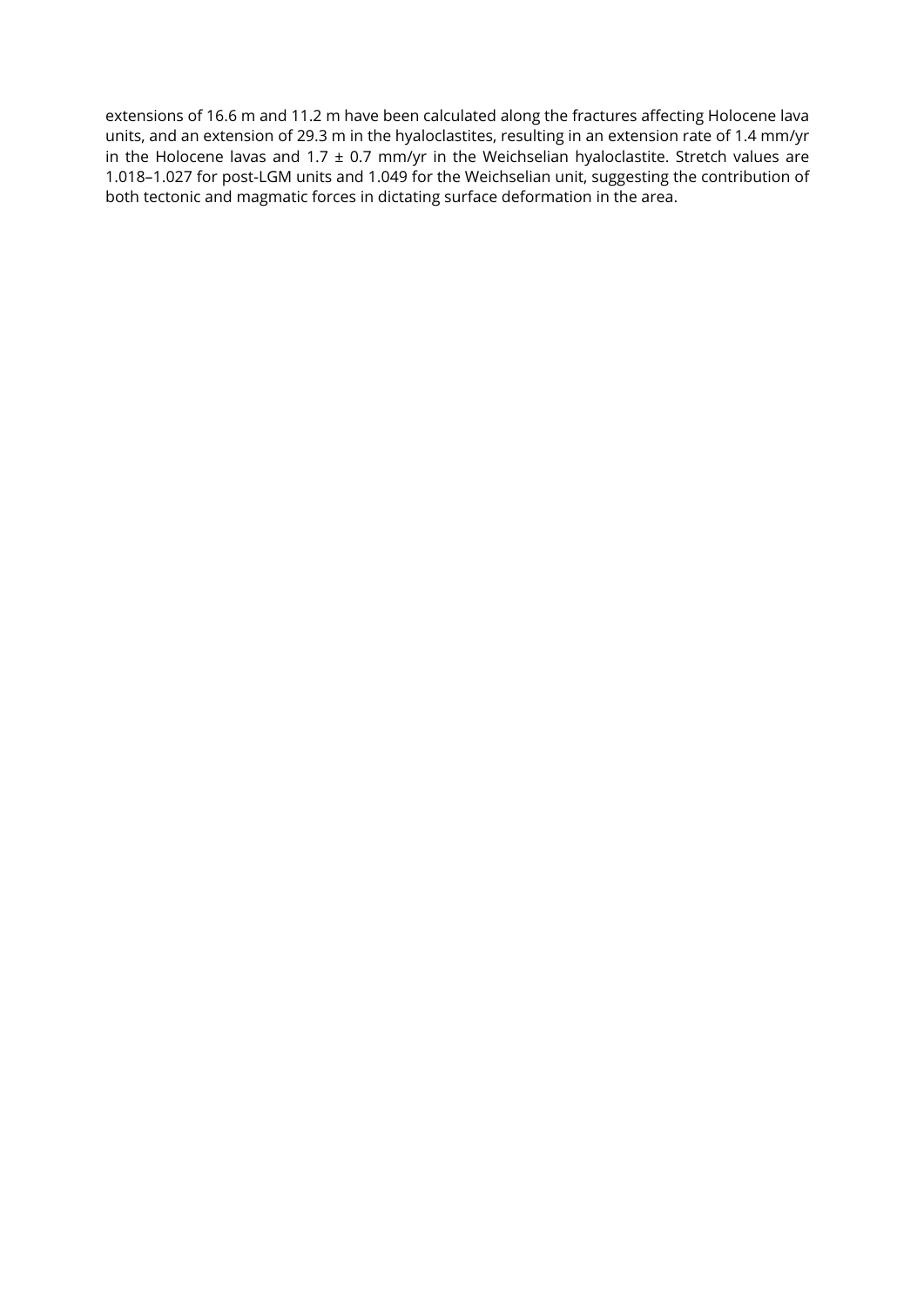extensions of 16.6 m and 11.2 m have been calculated along the fractures affecting Holocene lava units, and an extension of 29.3 m in the hyaloclastites, resulting in an extension rate of 1.4 mm/yr in the Holocene lavas and $1.7 \pm 0.7$ mm/yr in the Weichselian hyaloclastite. Stretch values are 1.018–1.027 for post-LGM units and 1.049 for the Weichselian unit, suggesting the contribution of both tectonic and magmatic forces in dictating surface deformation in the area.